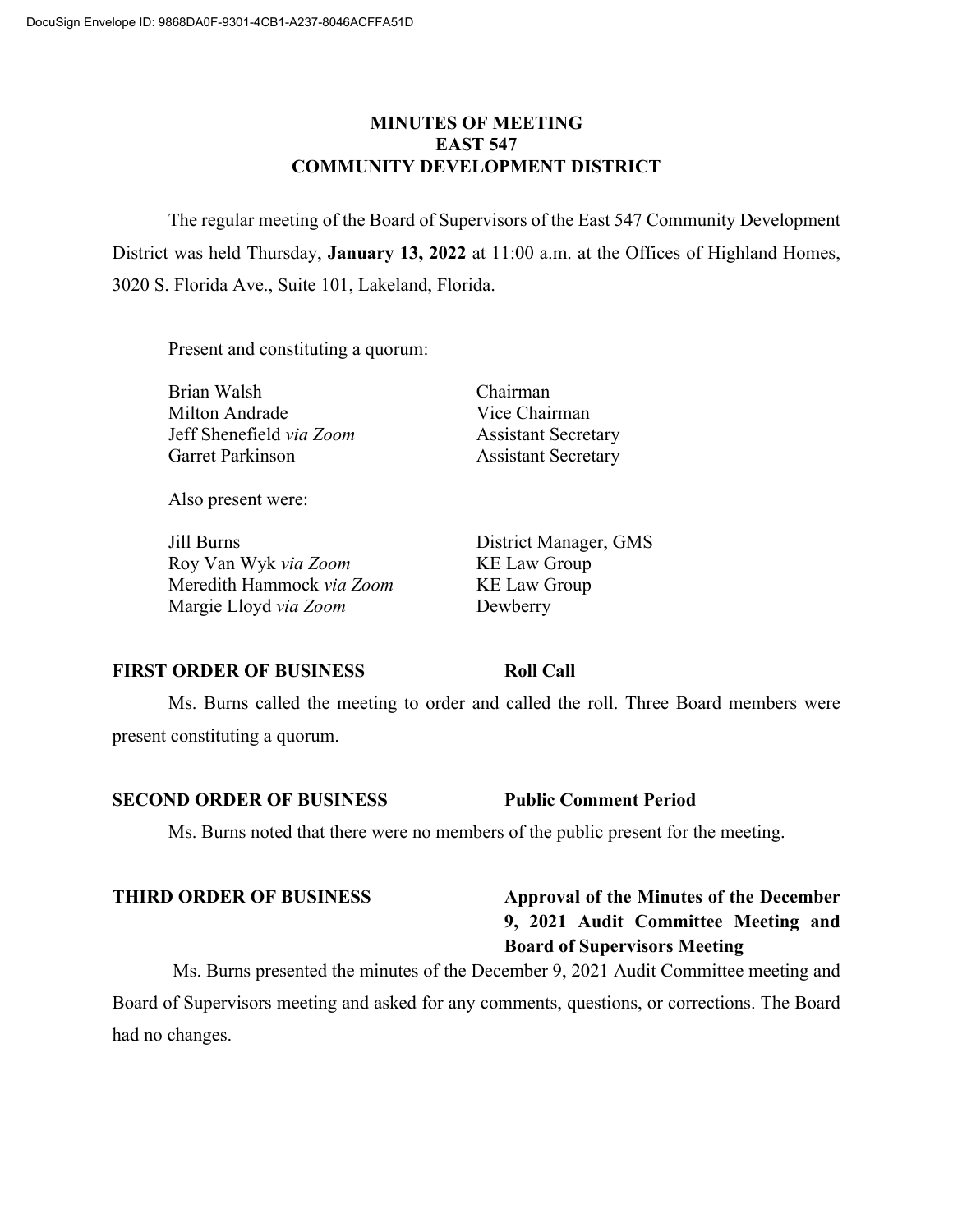DocuSign Envelope ID: 9868DA0F-9301-4CB1-A237-8046ACFFA51D

# MINUTES OF MEETING
# EAST 547
# COMMUNITY DEVELOPMENT DISTRICT

The regular meeting of the Board of Supervisors of the East 547 Community Development District was held Thursday, **January 13, 2022** at 11:00 a.m. at the Offices of Highland Homes, 3020 S. Florida Ave., Suite 101, Lakeland, Florida.

Present and constituting a quorum:

| | |
|---|---|
| Brian Walsh | Chairman |
| Milton Andrade | Vice Chairman |
| Jeff Shenefield *via Zoom* | Assistant Secretary |
| Garret Parkinson | Assistant Secretary |

Also present were:

| | |
|---|---|
| Jill Burns | District Manager, GMS |
| Roy Van Wyk *via Zoom* | KE Law Group |
| Meredith Hammock *via Zoom* | KE Law Group |
| Margie Lloyd *via Zoom* | Dewberry |

**FIRST ORDER OF BUSINESS** **Roll Call**

Ms. Burns called the meeting to order and called the roll. Three Board members were present constituting a quorum.

**SECOND ORDER OF BUSINESS** **Public Comment Period**

Ms. Burns noted that there were no members of the public present for the meeting.

**THIRD ORDER OF BUSINESS** **Approval of the Minutes of the December 9, 2021 Audit Committee Meeting and Board of Supervisors Meeting**

Ms. Burns presented the minutes of the December 9, 2021 Audit Committee meeting and Board of Supervisors meeting and asked for any comments, questions, or corrections. The Board had no changes.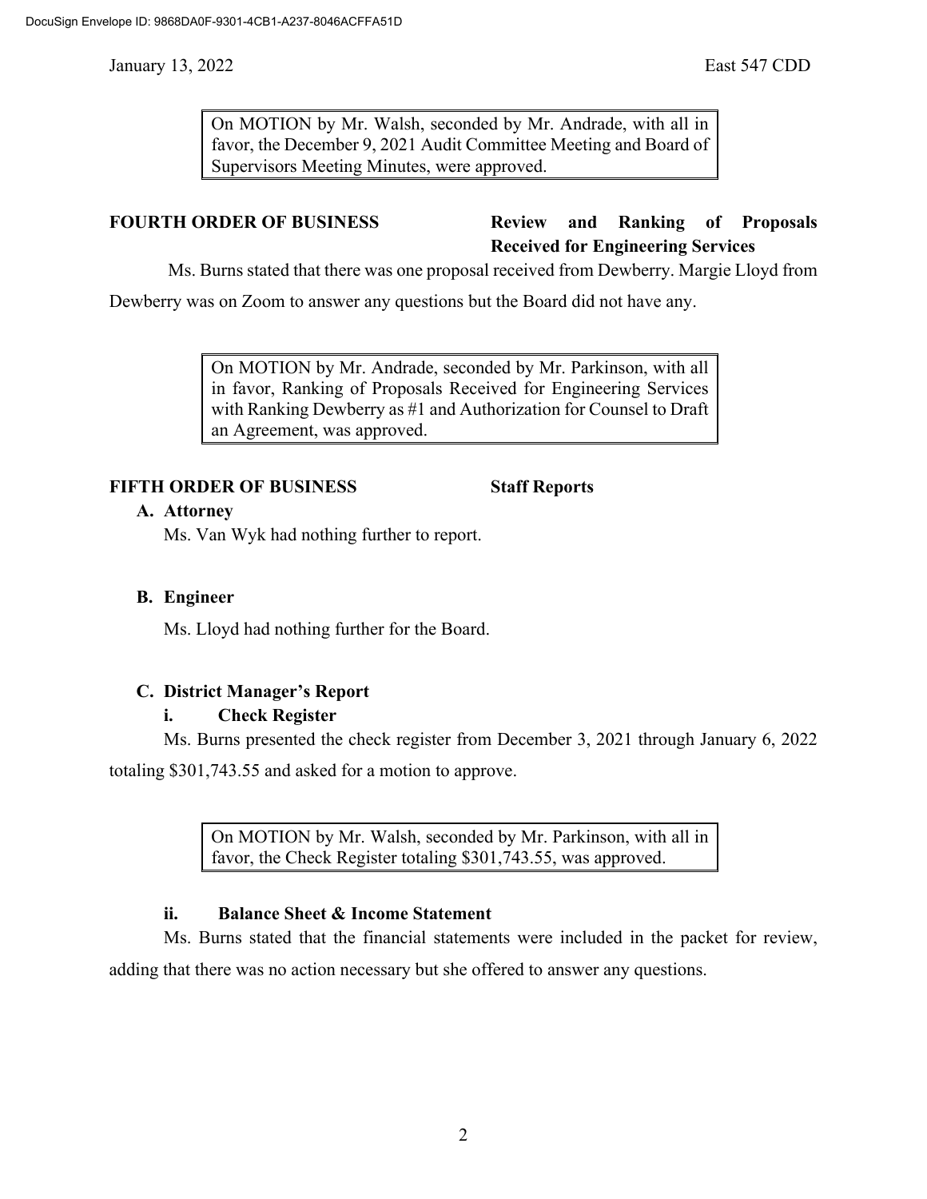> On MOTION by Mr. Walsh, seconded by Mr. Andrade, with all in favor, the December 9, 2021 Audit Committee Meeting and Board of Supervisors Meeting Minutes, were approved.

**FOURTH ORDER OF BUSINESS** **Review and Ranking of Proposals Received for Engineering Services**

Ms. Burns stated that there was one proposal received from Dewberry. Margie Lloyd from Dewberry was on Zoom to answer any questions but the Board did not have any.

> On MOTION by Mr. Andrade, seconded by Mr. Parkinson, with all in favor, Ranking of Proposals Received for Engineering Services with Ranking Dewberry as #1 and Authorization for Counsel to Draft an Agreement, was approved.

**FIFTH ORDER OF BUSINESS** **Staff Reports**

**A. Attorney**

Ms. Van Wyk had nothing further to report.

**B. Engineer**

Ms. Lloyd had nothing further for the Board.

**C. District Manager's Report**

**i. Check Register**

Ms. Burns presented the check register from December 3, 2021 through January 6, 2022 totaling $301,743.55 and asked for a motion to approve.

> On MOTION by Mr. Walsh, seconded by Mr. Parkinson, with all in favor, the Check Register totaling $301,743.55, was approved.

**ii. Balance Sheet & Income Statement**

Ms. Burns stated that the financial statements were included in the packet for review, adding that there was no action necessary but she offered to answer any questions.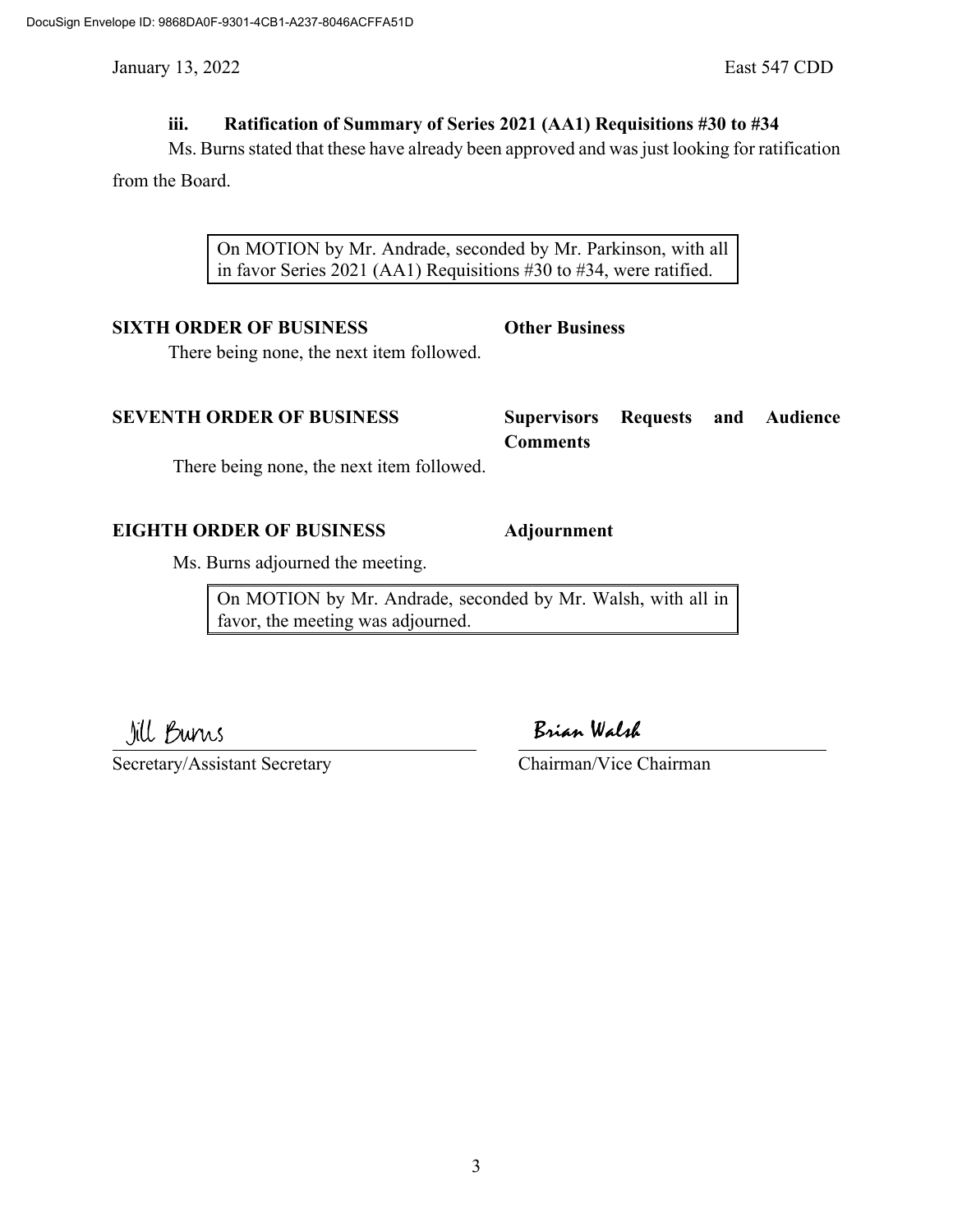### iii. Ratification of Summary of Series 2021 (AA1) Requisitions #30 to #34

Ms. Burns stated that these have already been approved and was just looking for ratification from the Board.

> On MOTION by Mr. Andrade, seconded by Mr. Parkinson, with all in favor Series 2021 (AA1) Requisitions #30 to #34, were ratified.

## SIXTH ORDER OF BUSINESS — Other Business

There being none, the next item followed.

## SEVENTH ORDER OF BUSINESS — Supervisors Requests and Audience Comments

There being none, the next item followed.

## EIGHTH ORDER OF BUSINESS — Adjournment

Ms. Burns adjourned the meeting.

> On MOTION by Mr. Andrade, seconded by Mr. Walsh, with all in favor, the meeting was adjourned.

Jill Burns
Secretary/Assistant Secretary

Brian Walsh
Chairman/Vice Chairman